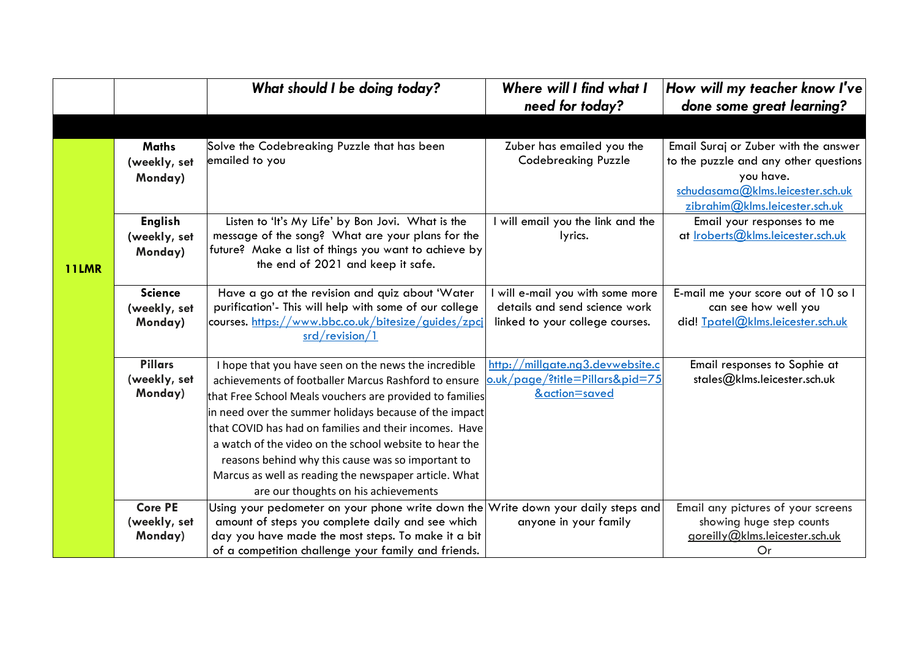| | | *What should I be doing today?* | *Where will I find what I need for today?* | *How will my teacher know I've done some great learning?* |
|---|---|---|---|---|
| | | | | |
| **11LMR** | **Maths (weekly, set Monday)** | Solve the Codebreaking Puzzle that has been emailed to you | Zuber has emailed you the Codebreaking Puzzle | Email Suraj or Zuber with the answer to the puzzle and any other questions you have. schudasama@klms.leicester.sch.uk zibrahim@klms.leicester.sch.uk |
| | **English (weekly, set Monday)** | Listen to 'It's My Life' by Bon Jovi. What is the message of the song? What are your plans for the future? Make a list of things you want to achieve by the end of 2021 and keep it safe. | I will email you the link and the lyrics. | Email your responses to me at lroberts@klms.leicester.sch.uk |
| | **Science (weekly, set Monday)** | Have a go at the revision and quiz about 'Water purification'- This will help with some of our college courses. https://www.bbc.co.uk/bitesize/guides/zpcjsrd/revision/1 | I will e-mail you with some more details and send science work linked to your college courses. | E-mail me your score out of 10 so I can see how well you did! Tpatel@klms.leicester.sch.uk |
| | **Pillars (weekly, set Monday)** | I hope that you have seen on the news the incredible achievements of footballer Marcus Rashford to ensure that Free School Meals vouchers are provided to families in need over the summer holidays because of the impact that COVID has had on families and their incomes. Have a watch of the video on the school website to hear the reasons behind why this cause was so important to Marcus as well as reading the newspaper article. What are our thoughts on his achievements | http://millgate.ng3.devwebsite.co.uk/page/?title=Pillars&pid=75&action=saved | Email responses to Sophie at stales@klms.leicester.sch.uk |
| | **Core PE (weekly, set Monday)** | Using your pedometer on your phone write down the amount of steps you complete daily and see which day you have made the most steps. To make it a bit of a competition challenge your family and friends. | Write down your daily steps and anyone in your family | Email any pictures of your screens showing huge step counts goreilly@klms.leicester.sch.uk Or |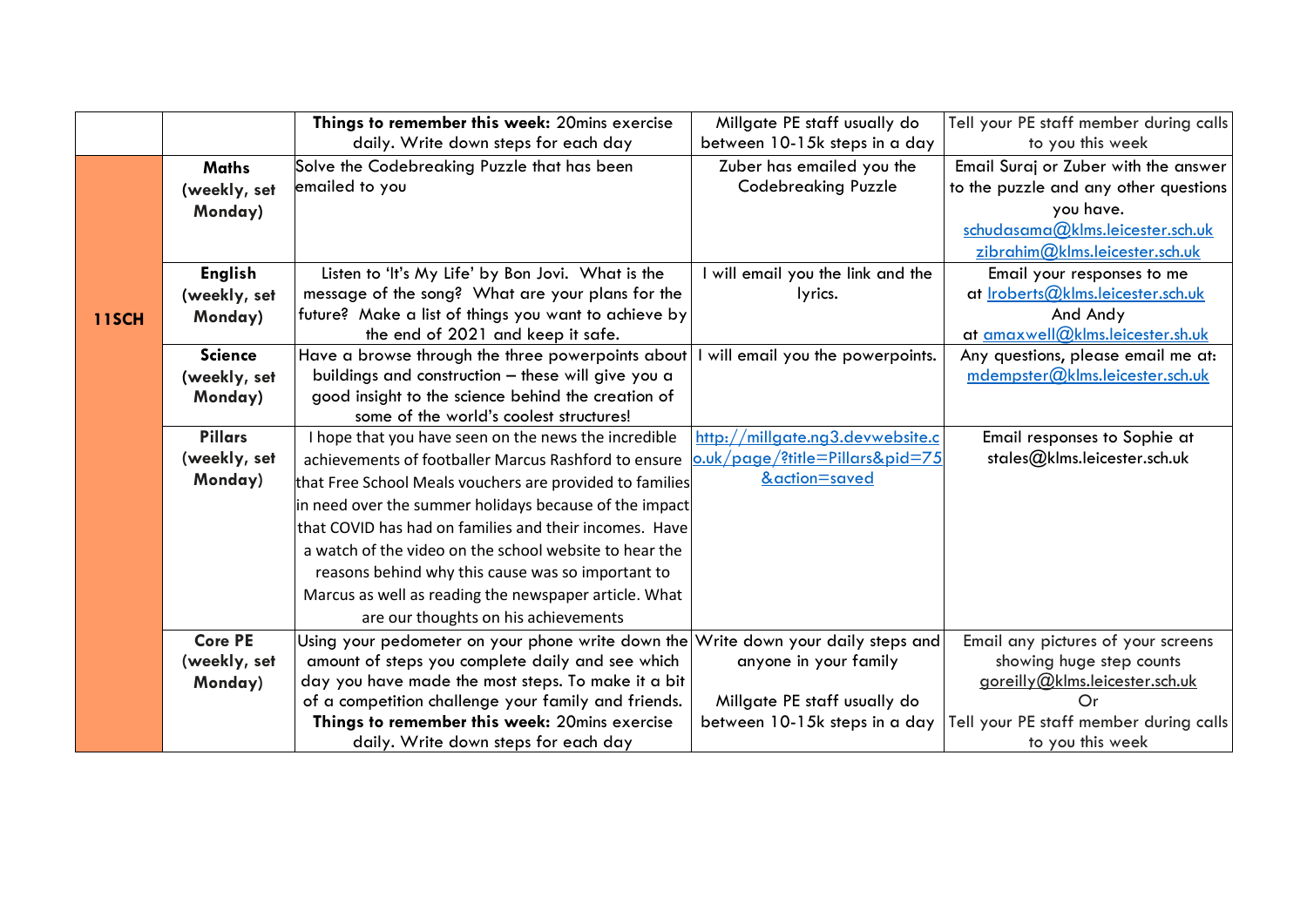| | | Things to remember this week: 20mins exercise daily. Write down steps for each day | Millgate PE staff usually do between 10-15k steps in a day | Tell your PE staff member during calls to you this week |
|---|---|---|---|---|
| 11SCH | **Maths (weekly, set Monday)** | Solve the Codebreaking Puzzle that has been emailed to you | Zuber has emailed you the Codebreaking Puzzle | Email Suraj or Zuber with the answer to the puzzle and any other questions you have. schudasama@klms.leicester.sch.uk zibrahim@klms.leicester.sch.uk |
| | **English (weekly, set Monday)** | Listen to 'It's My Life' by Bon Jovi. What is the message of the song? What are your plans for the future? Make a list of things you want to achieve by the end of 2021 and keep it safe. | I will email you the link and the lyrics. | Email your responses to me at lroberts@klms.leicester.sch.uk And Andy at amaxwell@klms.leicester.sh.uk |
| | **Science (weekly, set Monday)** | Have a browse through the three powerpoints about buildings and construction – these will give you a good insight to the science behind the creation of some of the world's coolest structures! | I will email you the powerpoints. | Any questions, please email me at: mdempster@klms.leicester.sch.uk |
| | **Pillars (weekly, set Monday)** | I hope that you have seen on the news the incredible achievements of footballer Marcus Rashford to ensure that Free School Meals vouchers are provided to families in need over the summer holidays because of the impact that COVID has had on families and their incomes. Have a watch of the video on the school website to hear the reasons behind why this cause was so important to Marcus as well as reading the newspaper article. What are our thoughts on his achievements | http://millgate.ng3.devwebsite.co.uk/page/?title=Pillars&pid=75&action=saved | Email responses to Sophie at stales@klms.leicester.sch.uk |
| | **Core PE (weekly, set Monday)** | Using your pedometer on your phone write down the amount of steps you complete daily and see which day you have made the most steps. To make it a bit of a competition challenge your family and friends. **Things to remember this week:** 20mins exercise daily. Write down steps for each day | Write down your daily steps and anyone in your family<br><br>Millgate PE staff usually do between 10-15k steps in a day | Email any pictures of your screens showing huge step counts goreilly@klms.leicester.sch.uk Or Tell your PE staff member during calls to you this week |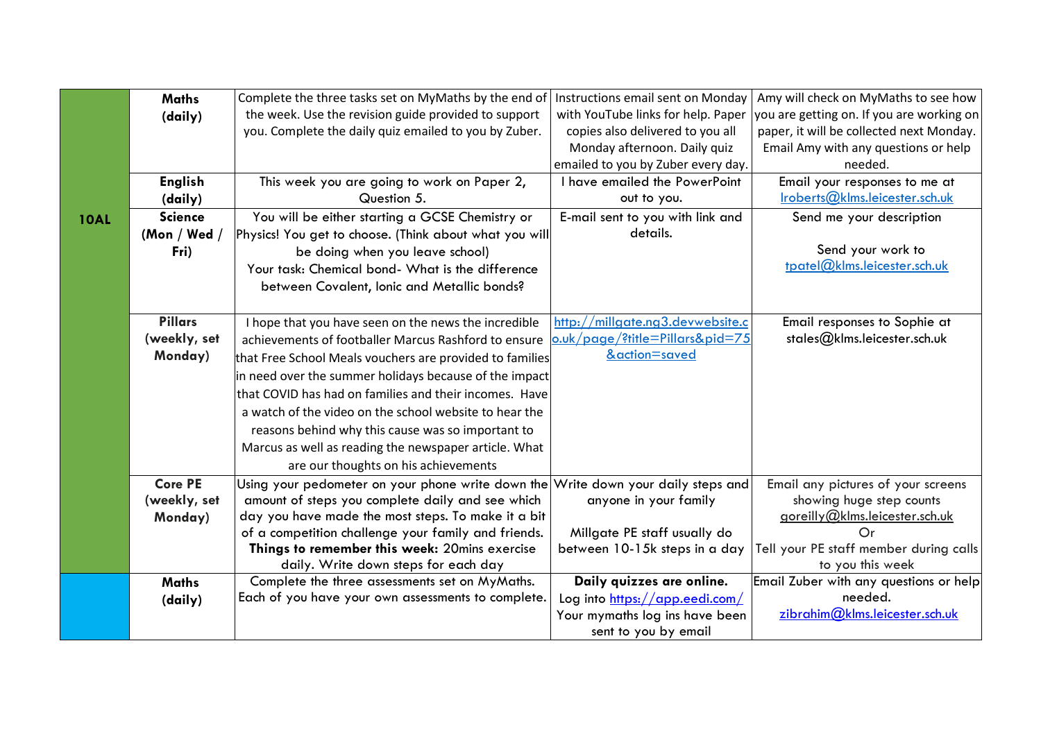| | | | | |
|---|---|---|---|---|
| **10AL** | **Maths (daily)** | Complete the three tasks set on MyMaths by the end of the week. Use the revision guide provided to support you. Complete the daily quiz emailed to you by Zuber. | Instructions email sent on Monday with YouTube links for help. Paper copies also delivered to you all Monday afternoon. Daily quiz emailed to you by Zuber every day. | Amy will check on MyMaths to see how you are getting on. If you are working on paper, it will be collected next Monday. Email Amy with any questions or help needed. |
| | **English (daily)** | This week you are going to work on Paper 2, Question 5. | I have emailed the PowerPoint out to you. | Email your responses to me at lroberts@klms.leicester.sch.uk |
| | **Science (Mon / Wed / Fri)** | You will be either starting a GCSE Chemistry or Physics! You get to choose. (Think about what you will be doing when you leave school)<br>Your task: Chemical bond- What is the difference between Covalent, Ionic and Metallic bonds? | E-mail sent to you with link and details. | Send me your description<br><br>Send your work to tpatel@klms.leicester.sch.uk |
| | **Pillars (weekly, set Monday)** | I hope that you have seen on the news the incredible achievements of footballer Marcus Rashford to ensure that Free School Meals vouchers are provided to families in need over the summer holidays because of the impact that COVID has had on families and their incomes. Have a watch of the video on the school website to hear the reasons behind why this cause was so important to Marcus as well as reading the newspaper article. What are our thoughts on his achievements | http://millgate.ng3.devwebsite.co.uk/page/?title=Pillars&pid=75&action=saved | Email responses to Sophie at stales@klms.leicester.sch.uk |
| | **Core PE (weekly, set Monday)** | Using your pedometer on your phone write down the amount of steps you complete daily and see which day you have made the most steps. To make it a bit of a competition challenge your family and friends.<br>**Things to remember this week:** 20mins exercise daily. Write down steps for each day | Write down your daily steps and anyone in your family<br><br>Millgate PE staff usually do between 10-15k steps in a day | Email any pictures of your screens showing huge step counts goreilly@klms.leicester.sch.uk<br>Or<br>Tell your PE staff member during calls to you this week |
| | **Maths (daily)** | Complete the three assessments set on MyMaths. Each of you have your own assessments to complete. | **Daily quizzes are online.**<br>Log into https://app.eedi.com/<br>Your mymaths log ins have been sent to you by email | Email Zuber with any questions or help needed.<br>zibrahim@klms.leicester.sch.uk |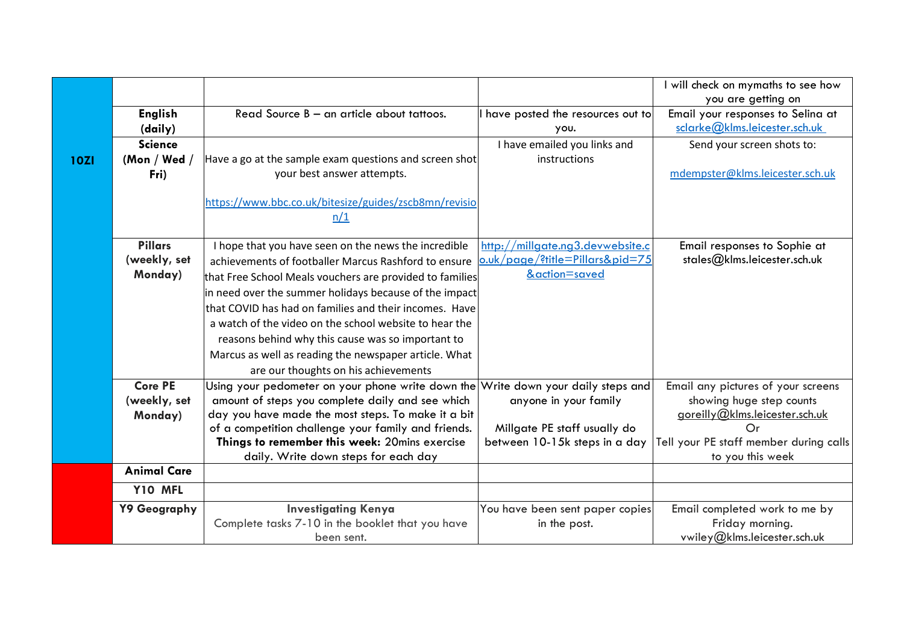| | | | | |
|---|---|---|---|---|
| | | | | I will check on mymaths to see how you are getting on |
| | **English (daily)** | Read Source B – an article about tattoos. | I have posted the resources out to you. | Email your responses to Selina at sclarke@klms.leicester.sch.uk |
| **10ZI** | **Science (Mon / Wed / Fri)** | Have a go at the sample exam questions and screen shot your best answer attempts.<br><br>https://www.bbc.co.uk/bitesize/guides/zscb8mn/revision/1 | I have emailed you links and instructions | Send your screen shots to:<br><br>mdempster@klms.leicester.sch.uk |
| | **Pillars (weekly, set Monday)** | I hope that you have seen on the news the incredible achievements of footballer Marcus Rashford to ensure that Free School Meals vouchers are provided to families in need over the summer holidays because of the impact that COVID has had on families and their incomes. Have a watch of the video on the school website to hear the reasons behind why this cause was so important to Marcus as well as reading the newspaper article. What are our thoughts on his achievements | http://millgate.ng3.devwebsite.co.uk/page/?title=Pillars&pid=75&action=saved | Email responses to Sophie at stales@klms.leicester.sch.uk |
| | **Core PE (weekly, set Monday)** | Using your pedometer on your phone write down the amount of steps you complete daily and see which day you have made the most steps. To make it a bit of a competition challenge your family and friends. **Things to remember this week:** 20mins exercise daily. Write down steps for each day | Write down your daily steps and anyone in your family<br><br>Millgate PE staff usually do between 10-15k steps in a day | Email any pictures of your screens showing huge step counts goreilly@klms.leicester.sch.uk<br>Or<br>Tell your PE staff member during calls to you this week |
| | **Animal Care** | | | |
| | **Y10 MFL** | | | |
| | **Y9 Geography** | **Investigating Kenya**<br>Complete tasks 7-10 in the booklet that you have been sent. | You have been sent paper copies in the post. | Email completed work to me by Friday morning.<br>vwiley@klms.leicester.sch.uk |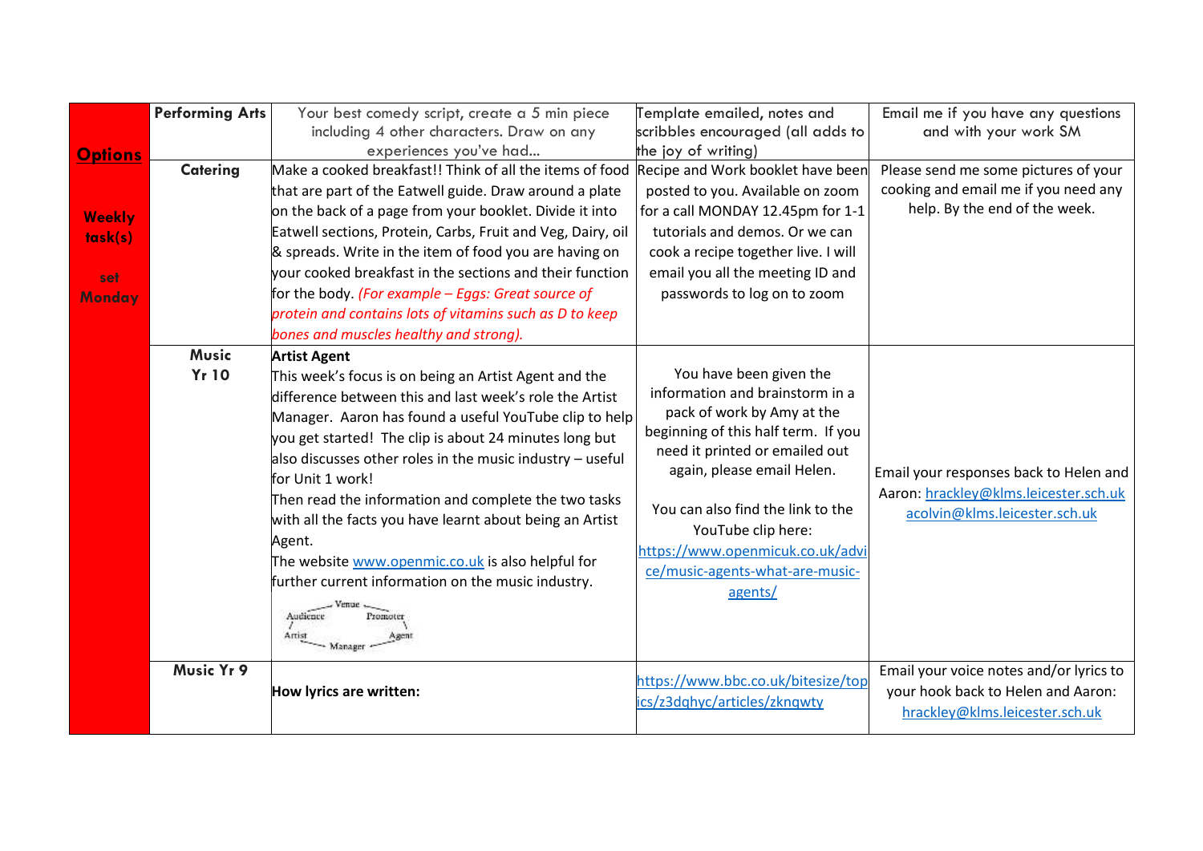| Options<br><br>Weekly task(s)<br><br>set Monday | | | | |
|---|---|---|---|---|
| | **Performing Arts** | Your best comedy script, create a 5 min piece including 4 other characters. Draw on any experiences you've had… | Template emailed, notes and scribbles encouraged (all adds to the joy of writing) | Email me if you have any questions and with your work SM |
| | **Catering** | Make a cooked breakfast!! Think of all the items of food that are part of the Eatwell guide. Draw around a plate on the back of a page from your booklet. Divide it into Eatwell sections, Protein, Carbs, Fruit and Veg, Dairy, oil & spreads. Write in the item of food you are having on your cooked breakfast in the sections and their function for the body. *(For example – Eggs: Great source of protein and contains lots of vitamins such as D to keep bones and muscles healthy and strong).* | Recipe and Work booklet have been posted to you. Available on zoom for a call MONDAY 12.45pm for 1-1 tutorials and demos. Or we can cook a recipe together live. I will email you all the meeting ID and passwords to log on to zoom | Please send me some pictures of your cooking and email me if you need any help. By the end of the week. |
| | **Music Yr 10** | **Artist Agent**<br>This week's focus is on being an Artist Agent and the difference between this and last week's role the Artist Manager. Aaron has found a useful YouTube clip to help you get started! The clip is about 24 minutes long but also discusses other roles in the music industry – useful for Unit 1 work!<br>Then read the information and complete the two tasks with all the facts you have learnt about being an Artist Agent.<br>The website www.openmic.co.uk is also helpful for further current information on the music industry.<br>Venue, Promoter, Agent, Manager, Artist, Audience | You have been given the information and brainstorm in a pack of work by Amy at the beginning of this half term. If you need it printed or emailed out again, please email Helen.<br><br>You can also find the link to the YouTube clip here: https://www.openmicuk.co.uk/advice/music-agents-what-are-music-agents/ | Email your responses back to Helen and Aaron: hrackley@klms.leicester.sch.uk acolvin@klms.leicester.sch.uk |
| | **Music Yr 9** | **How lyrics are written:** | https://www.bbc.co.uk/bitesize/topics/z3dqhyc/articles/zknqwty | Email your voice notes and/or lyrics to your hook back to Helen and Aaron: hrackley@klms.leicester.sch.uk |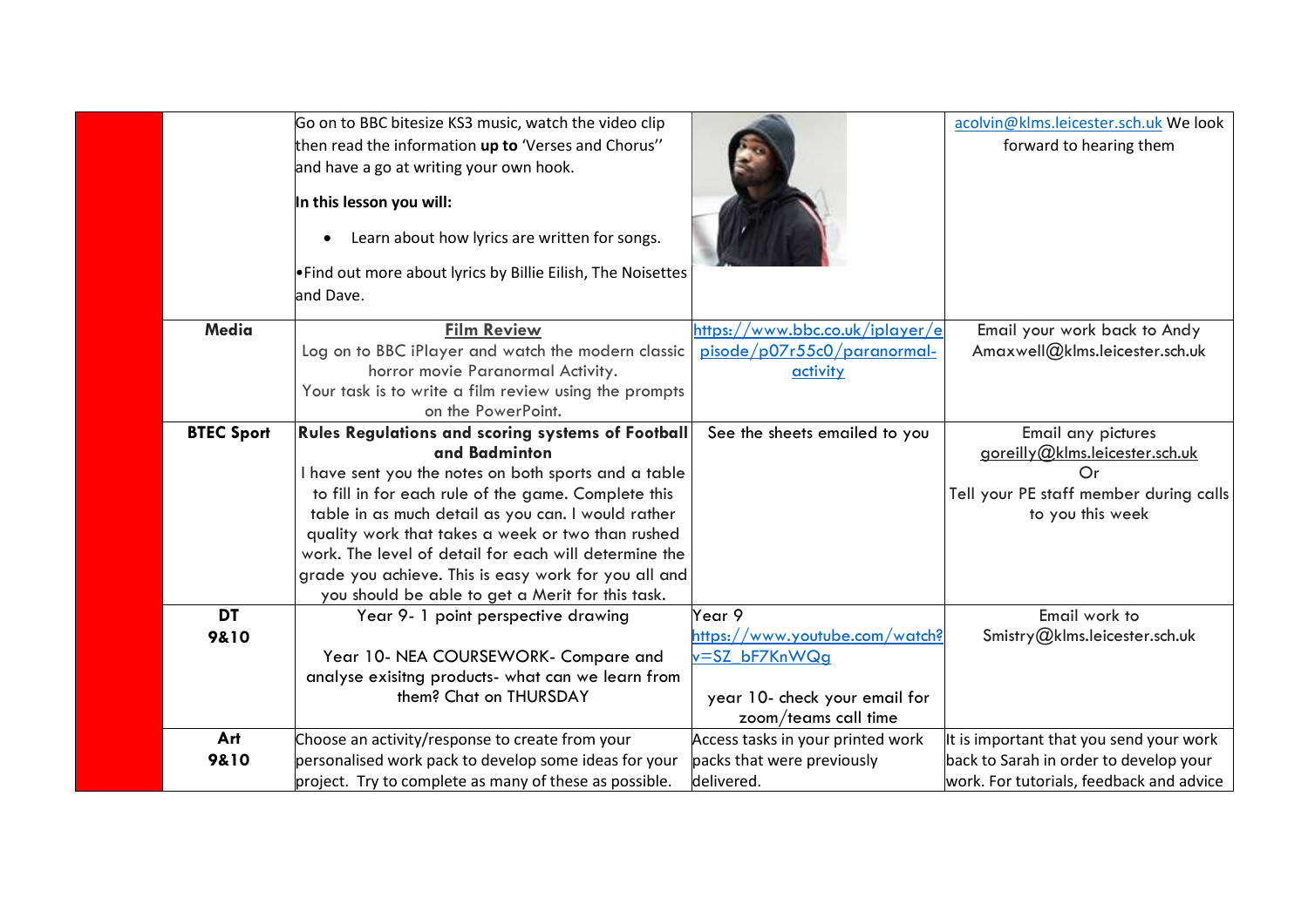| | | | | |
|---|---|---|---|---|
| | | Go on to BBC bitesize KS3 music, watch the video clip then read the information **up to** 'Verses and Chorus'' and have a go at writing your own hook.<br><br>**In this lesson you will:**<br><br>• Learn about how lyrics are written for songs.<br><br>•Find out more about lyrics by Billie Eilish, The Noisettes and Dave. | | acolvin@klms.leicester.sch.uk We look forward to hearing them |
| | **Media** | **Film Review**<br>Log on to BBC iPlayer and watch the modern classic horror movie Paranormal Activity.<br>Your task is to write a film review using the prompts on the PowerPoint. | https://www.bbc.co.uk/iplayer/episode/p07r55c0/paranormal-activity | Email your work back to Andy Amaxwell@klms.leicester.sch.uk |
| | **BTEC Sport** | **Rules Regulations and scoring systems of Football and Badminton**<br>I have sent you the notes on both sports and a table to fill in for each rule of the game. Complete this table in as much detail as you can. I would rather quality work that takes a week or two than rushed work. The level of detail for each will determine the grade you achieve. This is easy work for you all and you should be able to get a Merit for this task. | See the sheets emailed to you | Email any pictures goreilly@klms.leicester.sch.uk<br>Or<br>Tell your PE staff member during calls to you this week |
| | **DT 9&10** | Year 9- 1 point perspective drawing<br><br>Year 10- NEA COURSEWORK- Compare and analyse exisitng products- what can we learn from them? Chat on THURSDAY | Year 9<br>https://www.youtube.com/watch?v=SZ_bF7KnWQg<br><br>year 10- check your email for zoom/teams call time | Email work to Smistry@klms.leicester.sch.uk |
| | **Art 9&10** | Choose an activity/response to create from your personalised work pack to develop some ideas for your project. Try to complete as many of these as possible. | Access tasks in your printed work packs that were previously delivered. | It is important that you send your work back to Sarah in order to develop your work. For tutorials, feedback and advice |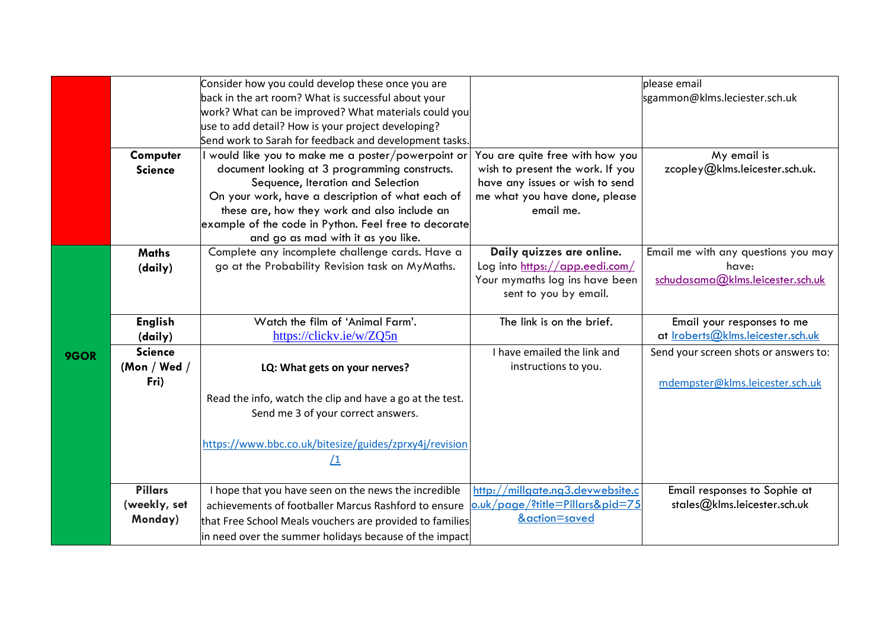| | | | | |
|---|---|---|---|---|
| | | Consider how you could develop these once you are back in the art room? What is successful about your work? What can be improved? What materials could you use to add detail? How is your project developing? Send work to Sarah for feedback and development tasks. | | please email sgammon@klms.leciester.sch.uk |
| | **Computer Science** | I would like you to make me a poster/powerpoint or document looking at 3 programming constructs. Sequence, Iteration and Selection On your work, have a description of what each of these are, how they work and also include an example of the code in Python. Feel free to decorate and go as mad with it as you like. | You are quite free with how you wish to present the work. If you have any issues or wish to send me what you have done, please email me. | My email is zcopley@klms.leicester.sch.uk. |
| **9GOR** | **Maths (daily)** | Complete any incomplete challenge cards. Have a go at the Probability Revision task on MyMaths. | **Daily quizzes are online.** Log into https://app.eedi.com/ Your mymaths log ins have been sent to you by email. | Email me with any questions you may have: schudasama@klms.leicester.sch.uk |
| | **English (daily)** | Watch the film of 'Animal Farm'. https://clickv.ie/w/ZQ5n | The link is on the brief. | Email your responses to me at lroberts@klms.leicester.sch.uk |
| | **Science (Mon / Wed / Fri)** | **LQ: What gets on your nerves?** Read the info, watch the clip and have a go at the test. Send me 3 of your correct answers. https://www.bbc.co.uk/bitesize/guides/zprxy4j/revision/1 | I have emailed the link and instructions to you. | Send your screen shots or answers to: mdempster@klms.leicester.sch.uk |
| | **Pillars (weekly, set Monday)** | I hope that you have seen on the news the incredible achievements of footballer Marcus Rashford to ensure that Free School Meals vouchers are provided to families in need over the summer holidays because of the impact | http://millgate.ng3.devwebsite.co.uk/page/?title=Pillars&pid=75&action=saved | Email responses to Sophie at stales@klms.leicester.sch.uk |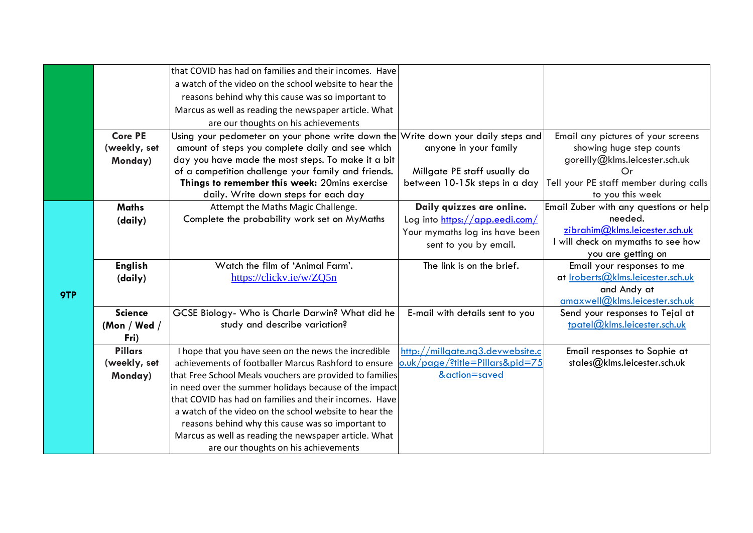| | | | | |
|---|---|---|---|---|
| | | that COVID has had on families and their incomes. Have a watch of the video on the school website to hear the reasons behind why this cause was so important to Marcus as well as reading the newspaper article. What are our thoughts on his achievements | | |
| | **Core PE (weekly, set Monday)** | Using your pedometer on your phone write down the amount of steps you complete daily and see which day you have made the most steps. To make it a bit of a competition challenge your family and friends. **Things to remember this week:** 20mins exercise daily. Write down steps for each day | Write down your daily steps and anyone in your family<br><br>Millgate PE staff usually do between 10-15k steps in a day | Email any pictures of your screens showing huge step counts goreilly@klms.leicester.sch.uk<br>Or<br>Tell your PE staff member during calls to you this week |
| **9TP** | **Maths (daily)** | Attempt the Maths Magic Challenge.<br>Complete the probability work set on MyMaths | **Daily quizzes are online.**<br>Log into https://app.eedi.com/<br>Your mymaths log ins have been sent to you by email. | Email Zuber with any questions or help needed.<br>zibrahim@klms.leicester.sch.uk<br>I will check on mymaths to see how you are getting on |
| | **English (daily)** | Watch the film of 'Animal Farm'.<br>https://clickv.ie/w/ZQ5n | The link is on the brief. | Email your responses to me at lroberts@klms.leicester.sch.uk and Andy at amaxwell@klms.leicester.sch.uk |
| | **Science (Mon / Wed / Fri)** | GCSE Biology- Who is Charle Darwin? What did he study and describe variation? | E-mail with details sent to you | Send your responses to Tejal at tpatel@klms.leicester.sch.uk |
| | **Pillars (weekly, set Monday)** | I hope that you have seen on the news the incredible achievements of footballer Marcus Rashford to ensure that Free School Meals vouchers are provided to families in need over the summer holidays because of the impact that COVID has had on families and their incomes. Have a watch of the video on the school website to hear the reasons behind why this cause was so important to Marcus as well as reading the newspaper article. What are our thoughts on his achievements | http://millgate.ng3.devwebsite.co.uk/page/?title=Pillars&pid=75&action=saved | Email responses to Sophie at stales@klms.leicester.sch.uk |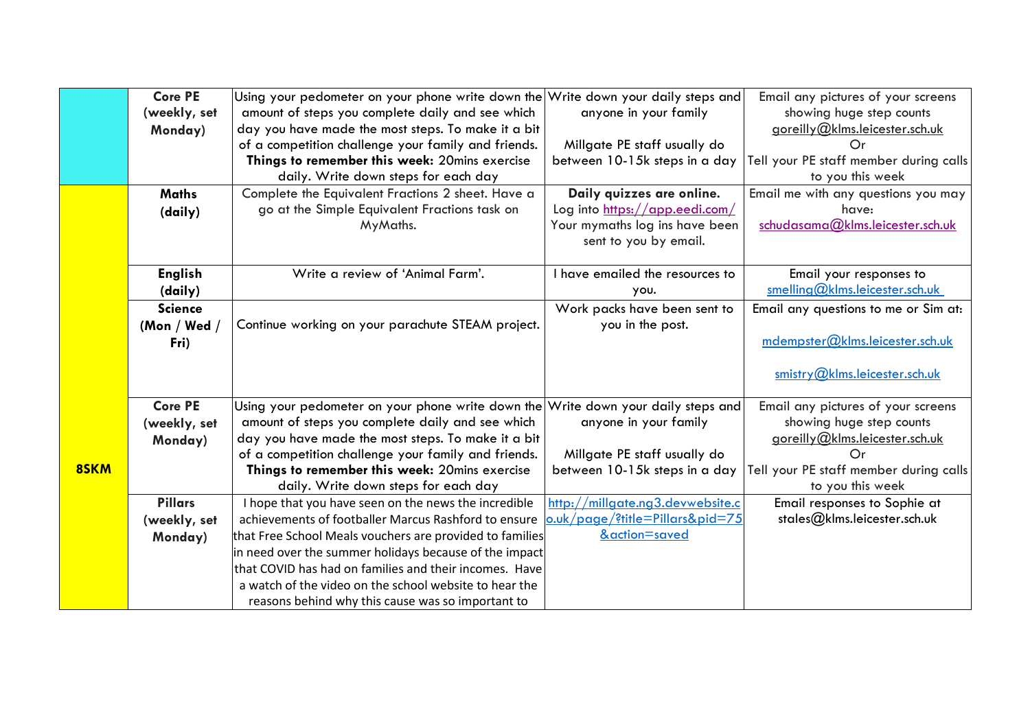|  | Core PE (weekly, set Monday) | Using your pedometer on your phone write down the amount of steps you complete daily and see which day you have made the most steps. To make it a bit of a competition challenge your family and friends. **Things to remember this week:** 20mins exercise daily. Write down steps for each day | Write down your daily steps and anyone in your family<br><br>Millgate PE staff usually do between 10-15k steps in a day | Email any pictures of your screens showing huge step counts goreilly@klms.leicester.sch.uk<br>Or<br>Tell your PE staff member during calls to you this week |
|---|---|---|---|---|
| **8SKM** | **Maths (daily)** | Complete the Equivalent Fractions 2 sheet. Have a go at the Simple Equivalent Fractions task on MyMaths. | **Daily quizzes are online.**<br>Log into https://app.eedi.com/<br>Your mymaths log ins have been sent to you by email. | Email me with any questions you may have:<br>schudasama@klms.leicester.sch.uk |
|  | **English (daily)** | Write a review of 'Animal Farm'. | I have emailed the resources to you. | Email your responses to smelling@klms.leicester.sch.uk |
|  | **Science (Mon / Wed / Fri)** | Continue working on your parachute STEAM project. | Work packs have been sent to you in the post. | Email any questions to me or Sim at:<br><br>mdempster@klms.leicester.sch.uk<br><br>smistry@klms.leicester.sch.uk |
|  | **Core PE (weekly, set Monday)** | Using your pedometer on your phone write down the amount of steps you complete daily and see which day you have made the most steps. To make it a bit of a competition challenge your family and friends. **Things to remember this week:** 20mins exercise daily. Write down steps for each day | Write down your daily steps and anyone in your family<br><br>Millgate PE staff usually do between 10-15k steps in a day | Email any pictures of your screens showing huge step counts goreilly@klms.leicester.sch.uk<br>Or<br>Tell your PE staff member during calls to you this week |
|  | **Pillars (weekly, set Monday)** | I hope that you have seen on the news the incredible achievements of footballer Marcus Rashford to ensure that Free School Meals vouchers are provided to families in need over the summer holidays because of the impact that COVID has had on families and their incomes. Have a watch of the video on the school website to hear the reasons behind why this cause was so important to | http://millgate.ng3.devwebsite.co.uk/page/?title=Pillars&pid=75&action=saved | Email responses to Sophie at stales@klms.leicester.sch.uk |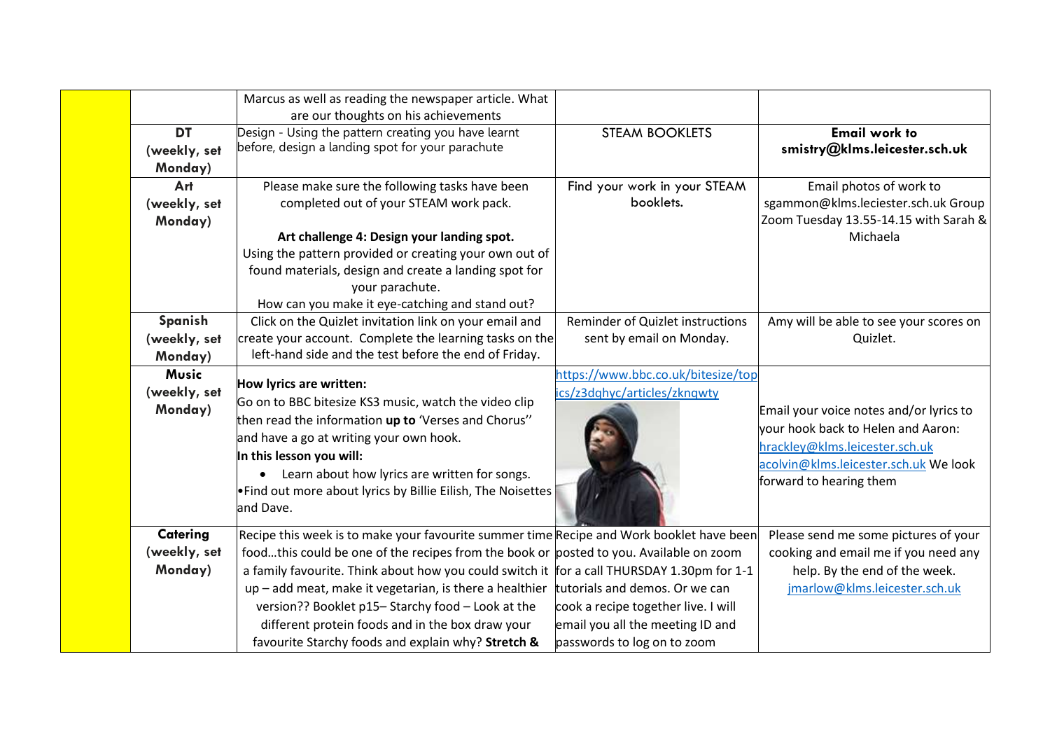| | | | | |
|---|---|---|---|---|
| | | Marcus as well as reading the newspaper article. What are our thoughts on his achievements | | |
| | **DT (weekly, set Monday)** | Design - Using the pattern creating you have learnt before, design a landing spot for your parachute | STEAM BOOKLETS | **Email work to smistry@klms.leicester.sch.uk** |
| | **Art (weekly, set Monday)** | Please make sure the following tasks have been completed out of your STEAM work pack. **Art challenge 4: Design your landing spot.** Using the pattern provided or creating your own out of found materials, design and create a landing spot for your parachute. How can you make it eye-catching and stand out? | Find your work in your STEAM booklets. | Email photos of work to sgammon@klms.leciester.sch.uk Group Zoom Tuesday 13.55-14.15 with Sarah & Michaela |
| | **Spanish (weekly, set Monday)** | Click on the Quizlet invitation link on your email and create your account. Complete the learning tasks on the left-hand side and the test before the end of Friday. | Reminder of Quizlet instructions sent by email on Monday. | Amy will be able to see your scores on Quizlet. |
| | **Music (weekly, set Monday)** | **How lyrics are written:** Go on to BBC bitesize KS3 music, watch the video clip then read the information **up to** 'Verses and Chorus'' and have a go at writing your own hook. **In this lesson you will:** • Learn about how lyrics are written for songs. •Find out more about lyrics by Billie Eilish, The Noisettes and Dave. | https://www.bbc.co.uk/bitesize/topics/z3dqhyc/articles/zknqwty | Email your voice notes and/or lyrics to your hook back to Helen and Aaron: hrackley@klms.leicester.sch.uk acolvin@klms.leicester.sch.uk We look forward to hearing them |
| | **Catering (weekly, set Monday)** | Recipe this week is to make your favourite summer time food…this could be one of the recipes from the book or a family favourite. Think about how you could switch it up – add meat, make it vegetarian, is there a healthier version?? Booklet p15– Starchy food – Look at the different protein foods and in the box draw your favourite Starchy foods and explain why? **Stretch &** | Recipe and Work booklet have been posted to you. Available on zoom for a call THURSDAY 1.30pm for 1-1 tutorials and demos. Or we can cook a recipe together live. I will email you all the meeting ID and passwords to log on to zoom | Please send me some pictures of your cooking and email me if you need any help. By the end of the week. jmarlow@klms.leicester.sch.uk |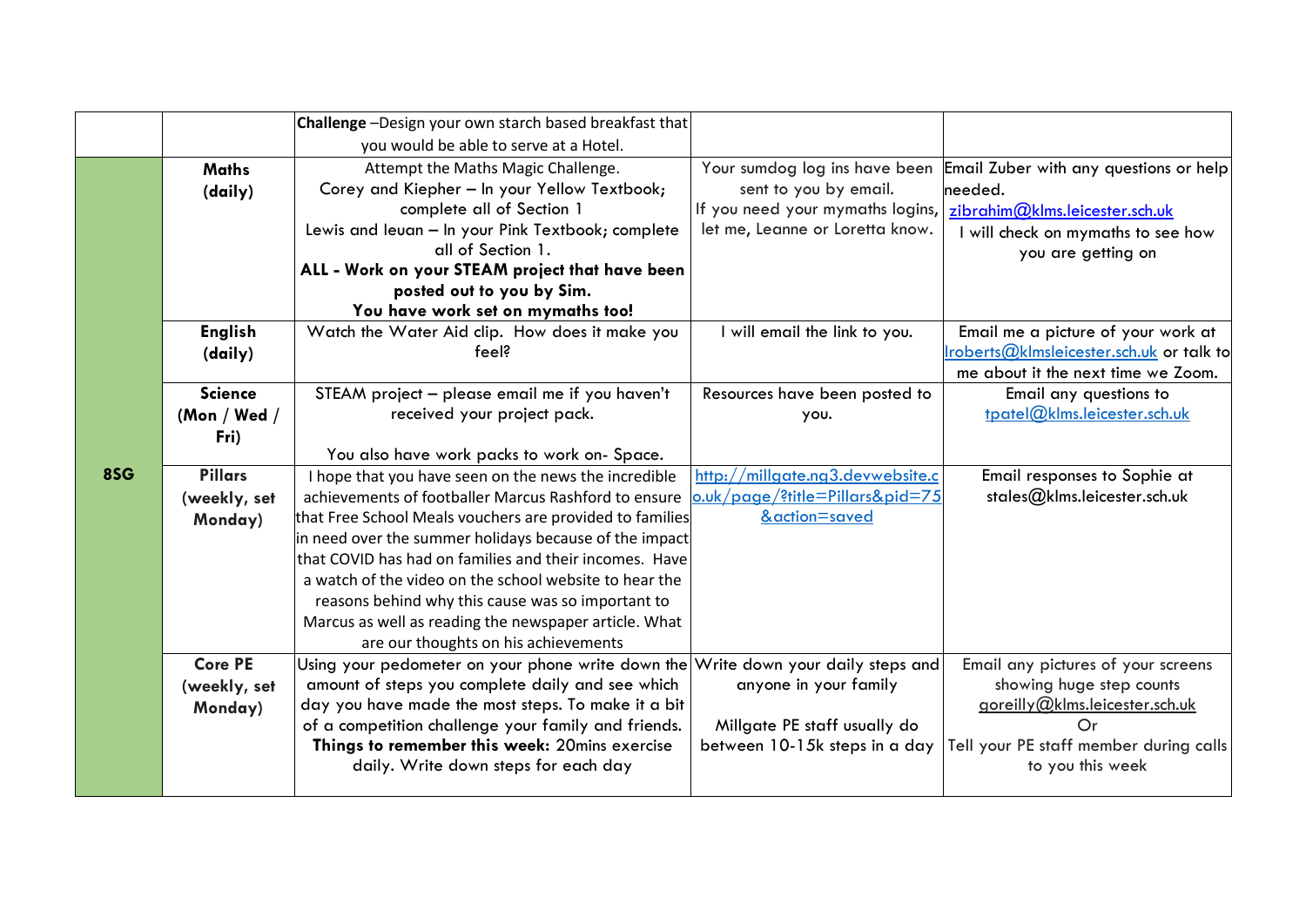| | | | | |
|---|---|---|---|---|
| | | **Challenge** –Design your own starch based breakfast that you would be able to serve at a Hotel. | | |
| **8SG** | **Maths (daily)** | Attempt the Maths Magic Challenge.<br>Corey and Kiepher – In your Yellow Textbook; complete all of Section 1<br>Lewis and Ieuan – In your Pink Textbook; complete all of Section 1.<br>**ALL - Work on your STEAM project that have been posted out to you by Sim.**<br>**You have work set on mymaths too!** | Your sumdog log ins have been sent to you by email.<br>If you need your mymaths logins, let me, Leanne or Loretta know. | Email Zuber with any questions or help needed.<br>zibrahim@klms.leicester.sch.uk<br>I will check on mymaths to see how you are getting on |
| | **English (daily)** | Watch the Water Aid clip. How does it make you feel? | I will email the link to you. | Email me a picture of your work at lroberts@klmsleicester.sch.uk or talk to me about it the next time we Zoom. |
| | **Science (Mon / Wed / Fri)** | STEAM project – please email me if you haven't received your project pack.<br><br>You also have work packs to work on- Space. | Resources have been posted to you. | Email any questions to tpatel@klms.leicester.sch.uk |
| | **Pillars (weekly, set Monday)** | I hope that you have seen on the news the incredible achievements of footballer Marcus Rashford to ensure that Free School Meals vouchers are provided to families in need over the summer holidays because of the impact that COVID has had on families and their incomes. Have a watch of the video on the school website to hear the reasons behind why this cause was so important to Marcus as well as reading the newspaper article. What are our thoughts on his achievements | http://millgate.ng3.devwebsite.co.uk/page/?title=Pillars&pid=75&action=saved | Email responses to Sophie at stales@klms.leicester.sch.uk |
| | **Core PE (weekly, set Monday)** | Using your pedometer on your phone write down the amount of steps you complete daily and see which day you have made the most steps. To make it a bit of a competition challenge your family and friends.<br>**Things to remember this week:** 20mins exercise daily. Write down steps for each day | Write down your daily steps and anyone in your family<br><br>Millgate PE staff usually do between 10-15k steps in a day | Email any pictures of your screens showing huge step counts<br>goreilly@klms.leicester.sch.uk<br>Or<br>Tell your PE staff member during calls to you this week |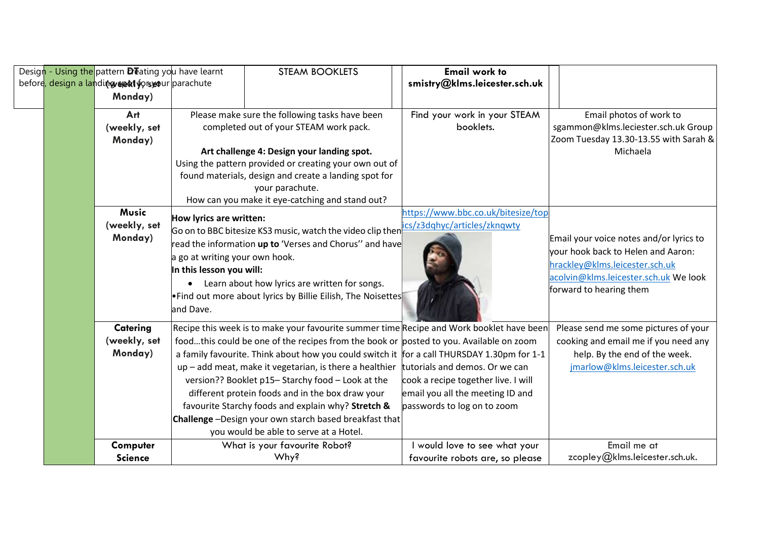| | Subject | Task | Resources | Contact |
|---|---|---|---|---|
| | DT (weekly, set Monday) — Design - Using the pattern or creating you have learnt before, design a landing spot for your parachute | STEAM BOOKLETS | Email work to smistry@klms.leicester.sch.uk | |
| | Art (weekly, set Monday) | Please make sure the following tasks have been completed out of your STEAM work pack. **Art challenge 4: Design your landing spot.** Using the pattern provided or creating your own out of found materials, design and create a landing spot for your parachute. How can you make it eye-catching and stand out? | Find your work in your STEAM booklets. | Email photos of work to sgammon@klms.leciester.sch.uk Group Zoom Tuesday 13.30-13.55 with Sarah & Michaela |
| | Music (weekly, set Monday) | **How lyrics are written:** Go on to BBC bitesize KS3 music, watch the video clip then read the information **up to** 'Verses and Chorus'' and have a go at writing your own hook. **In this lesson you will:** • Learn about how lyrics are written for songs. • Find out more about lyrics by Billie Eilish, The Noisettes and Dave. | https://www.bbc.co.uk/bitesize/topics/z3dqhyc/articles/zknqwty | Email your voice notes and/or lyrics to your hook back to Helen and Aaron: hrackley@klms.leicester.sch.uk acolvin@klms.leicester.sch.uk We look forward to hearing them |
| | Catering (weekly, set Monday) | Recipe this week is to make your favourite summer time food…this could be one of the recipes from the book or a family favourite. Think about how you could switch it up – add meat, make it vegetarian, is there a healthier version?? Booklet p15– Starchy food – Look at the different protein foods and in the box draw your favourite Starchy foods and explain why? **Stretch & Challenge** –Design your own starch based breakfast that you would be able to serve at a Hotel. | Recipe and Work booklet have been posted to you. Available on zoom for a call THURSDAY 1.30pm for 1-1 tutorials and demos. Or we can cook a recipe together live. I will email you all the meeting ID and passwords to log on to zoom | Please send me some pictures of your cooking and email me if you need any help. By the end of the week. jmarlow@klms.leicester.sch.uk |
| | Computer Science | What is your favourite Robot? Why? | I would love to see what your favourite robots are, so please | Email me at zcopley@klms.leicester.sch.uk. |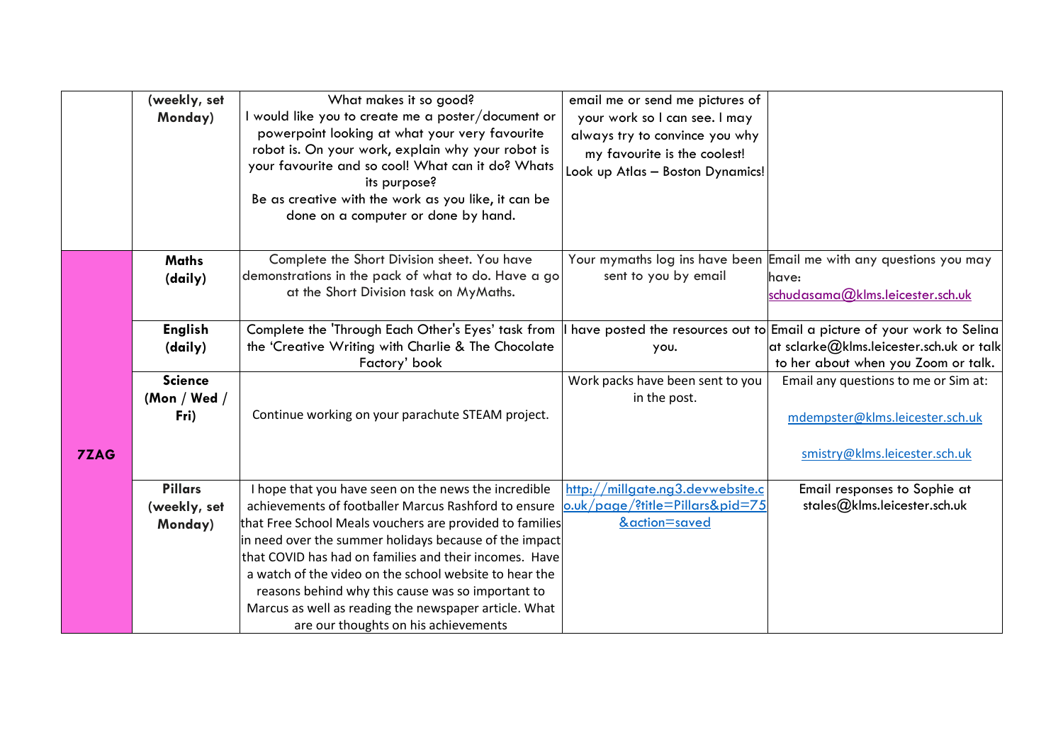| | | | | |
|---|---|---|---|---|
| | (weekly, set Monday) | What makes it so good?<br>I would like you to create me a poster/document or powerpoint looking at what your very favourite robot is. On your work, explain why your robot is your favourite and so cool! What can it do? Whats its purpose?<br>Be as creative with the work as you like, it can be done on a computer or done by hand. | email me or send me pictures of your work so I can see. I may always try to convince you why my favourite is the coolest!<br>Look up Atlas – Boston Dynamics! | |
| 7ZAG | **Maths (daily)** | Complete the Short Division sheet. You have demonstrations in the pack of what to do. Have a go at the Short Division task on MyMaths. | Your mymaths log ins have been sent to you by email | Email me with any questions you may have:<br>schudasama@klms.leicester.sch.uk |
| | **English (daily)** | Complete the 'Through Each Other's Eyes' task from the 'Creative Writing with Charlie & The Chocolate Factory' book | I have posted the resources out to you. | Email a picture of your work to Selina at sclarke@klms.leicester.sch.uk or talk to her about when you Zoom or talk. |
| | **Science (Mon / Wed / Fri)** | Continue working on your parachute STEAM project. | Work packs have been sent to you in the post. | Email any questions to me or Sim at:<br>mdempster@klms.leicester.sch.uk<br>smistry@klms.leicester.sch.uk |
| | **Pillars (weekly, set Monday)** | I hope that you have seen on the news the incredible achievements of footballer Marcus Rashford to ensure that Free School Meals vouchers are provided to families in need over the summer holidays because of the impact that COVID has had on families and their incomes. Have a watch of the video on the school website to hear the reasons behind why this cause was so important to Marcus as well as reading the newspaper article. What are our thoughts on his achievements | http://millgate.ng3.devwebsite.co.uk/page/?title=Pillars&pid=75&action=saved | Email responses to Sophie at stales@klms.leicester.sch.uk |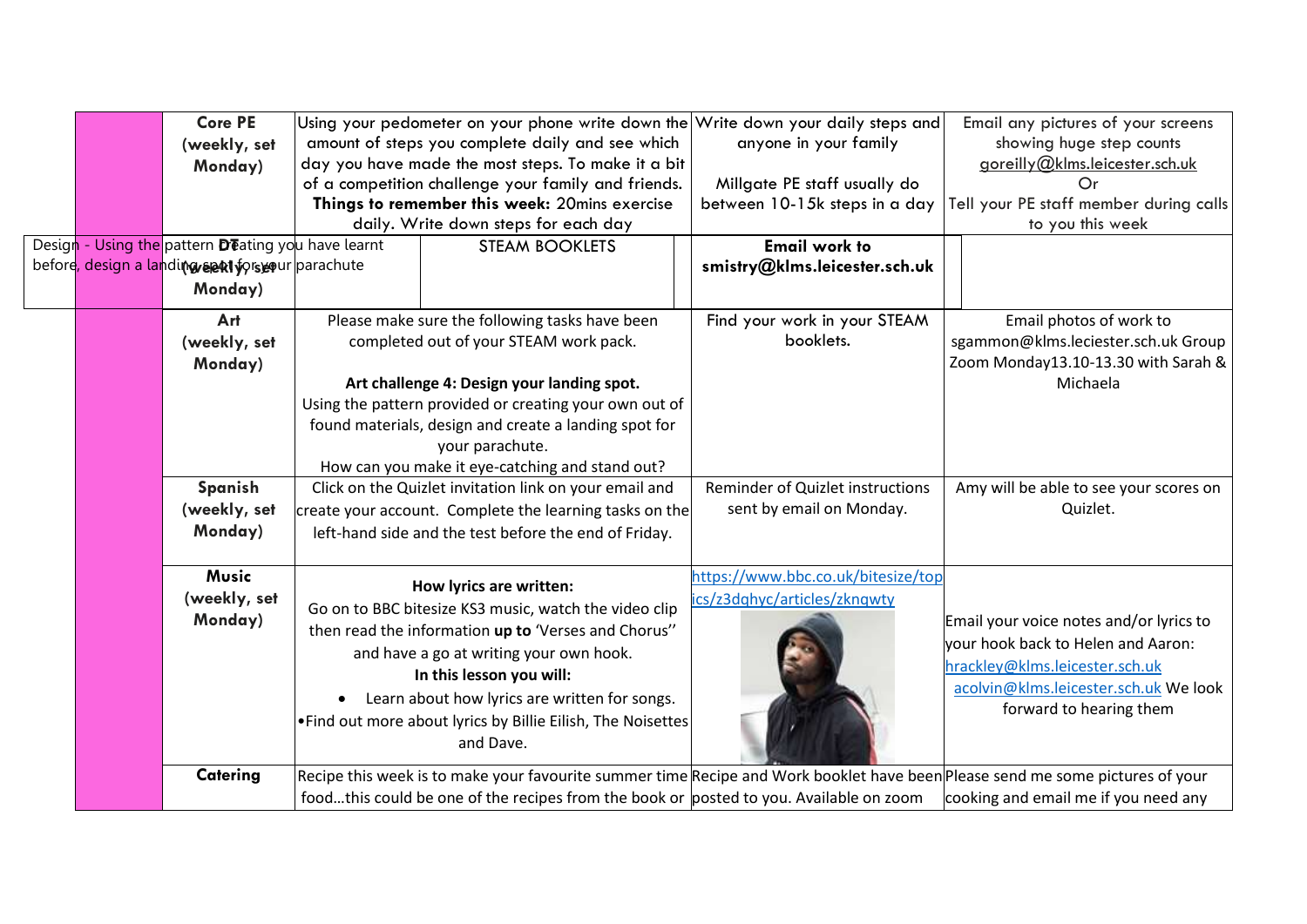| | Subject | Task | Resources | Feedback |
|---|---|---|---|---|
| | **Core PE (weekly, set Monday)** | Using your pedometer on your phone write down the amount of steps you complete daily and see which day you have made the most steps. To make it a bit of a competition challenge your family and friends. **Things to remember this week:** 20mins exercise daily. Write down steps for each day | Write down your daily steps and anyone in your family<br><br>Millgate PE staff usually do between 10-15k steps in a day | Email any pictures of your screens showing huge step counts goreilly@klms.leicester.sch.uk Or Tell your PE staff member during calls to you this week |
| | **DT (weekly, set Monday)** | Design - Using the pattern creating you have learnt before, design a landing spot for your parachute — STEAM BOOKLETS | **Email work to smistry@klms.leicester.sch.uk** | |
| | **Art (weekly, set Monday)** | Please make sure the following tasks have been completed out of your STEAM work pack.<br><br>**Art challenge 4: Design your landing spot.**<br>Using the pattern provided or creating your own out of found materials, design and create a landing spot for your parachute.<br>How can you make it eye-catching and stand out? | Find your work in your STEAM booklets. | Email photos of work to sgammon@klms.leciester.sch.uk Group Zoom Monday13.10-13.30 with Sarah & Michaela |
| | **Spanish (weekly, set Monday)** | Click on the Quizlet invitation link on your email and create your account. Complete the learning tasks on the left-hand side and the test before the end of Friday. | Reminder of Quizlet instructions sent by email on Monday. | Amy will be able to see your scores on Quizlet. |
| | **Music (weekly, set Monday)** | **How lyrics are written:**<br>Go on to BBC bitesize KS3 music, watch the video clip then read the information **up to** 'Verses and Chorus'' and have a go at writing your own hook.<br>**In this lesson you will:**<br>• Learn about how lyrics are written for songs.<br>• Find out more about lyrics by Billie Eilish, The Noisettes and Dave. | https://www.bbc.co.uk/bitesize/topics/z3dqhyc/articles/zknqwty | Email your voice notes and/or lyrics to your hook back to Helen and Aaron: hrackley@klms.leicester.sch.uk acolvin@klms.leicester.sch.uk We look forward to hearing them |
| | **Catering** | Recipe this week is to make your favourite summer time food…this could be one of the recipes from the book or | Recipe and Work booklet have been posted to you. Available on zoom | Please send me some pictures of your cooking and email me if you need any |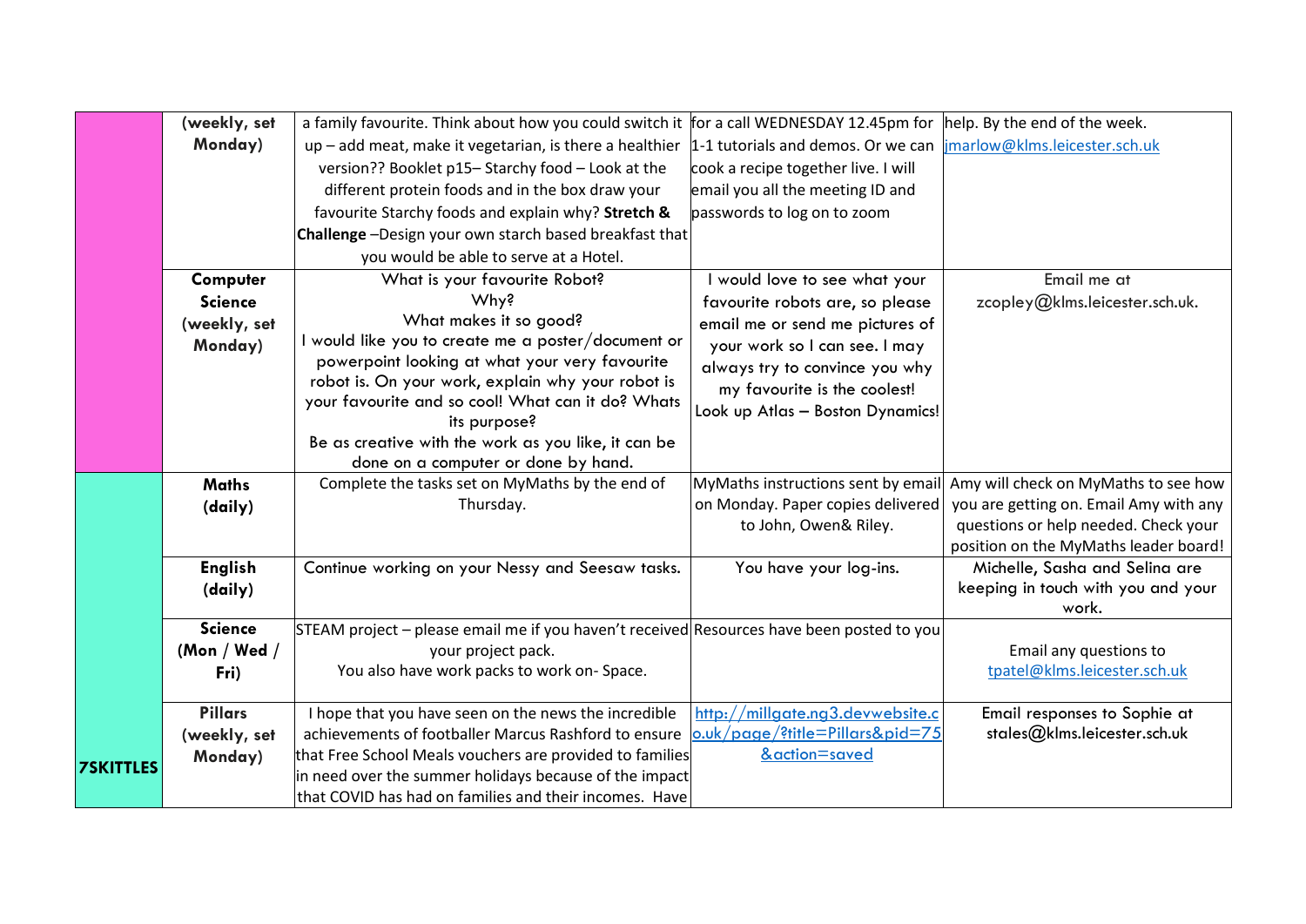| | | | | |
|---|---|---|---|---|
| | (weekly, set Monday) | a family favourite. Think about how you could switch it up – add meat, make it vegetarian, is there a healthier version?? Booklet p15– Starchy food – Look at the different protein foods and in the box draw your favourite Starchy foods and explain why? **Stretch & Challenge** –Design your own starch based breakfast that you would be able to serve at a Hotel. | for a call WEDNESDAY 12.45pm for 1-1 tutorials and demos. Or we can cook a recipe together live. I will email you all the meeting ID and passwords to log on to zoom | help. By the end of the week. jmarlow@klms.leicester.sch.uk |
| | **Computer Science (weekly, set Monday)** | What is your favourite Robot? Why? What makes it so good? I would like you to create me a poster/document or powerpoint looking at what your very favourite robot is. On your work, explain why your robot is your favourite and so cool! What can it do? Whats its purpose? Be as creative with the work as you like, it can be done on a computer or done by hand. | I would love to see what your favourite robots are, so please email me or send me pictures of your work so I can see. I may always try to convince you why my favourite is the coolest! Look up Atlas – Boston Dynamics! | Email me at zcopley@klms.leicester.sch.uk. |
| **7SKITTLES** | **Maths (daily)** | Complete the tasks set on MyMaths by the end of Thursday. | MyMaths instructions sent by email on Monday. Paper copies delivered to John, Owen& Riley. | Amy will check on MyMaths to see how you are getting on. Email Amy with any questions or help needed. Check your position on the MyMaths leader board! |
| | **English (daily)** | Continue working on your Nessy and Seesaw tasks. | You have your log-ins. | Michelle, Sasha and Selina are keeping in touch with you and your work. |
| | **Science (Mon / Wed / Fri)** | STEAM project – please email me if you haven't received your project pack. You also have work packs to work on- Space. | Resources have been posted to you | Email any questions to tpatel@klms.leicester.sch.uk |
| | **Pillars (weekly, set Monday)** | I hope that you have seen on the news the incredible achievements of footballer Marcus Rashford to ensure that Free School Meals vouchers are provided to families in need over the summer holidays because of the impact that COVID has had on families and their incomes. Have | http://millgate.ng3.devwebsite.co.uk/page/?title=Pillars&pid=75&action=saved | Email responses to Sophie at stales@klms.leicester.sch.uk |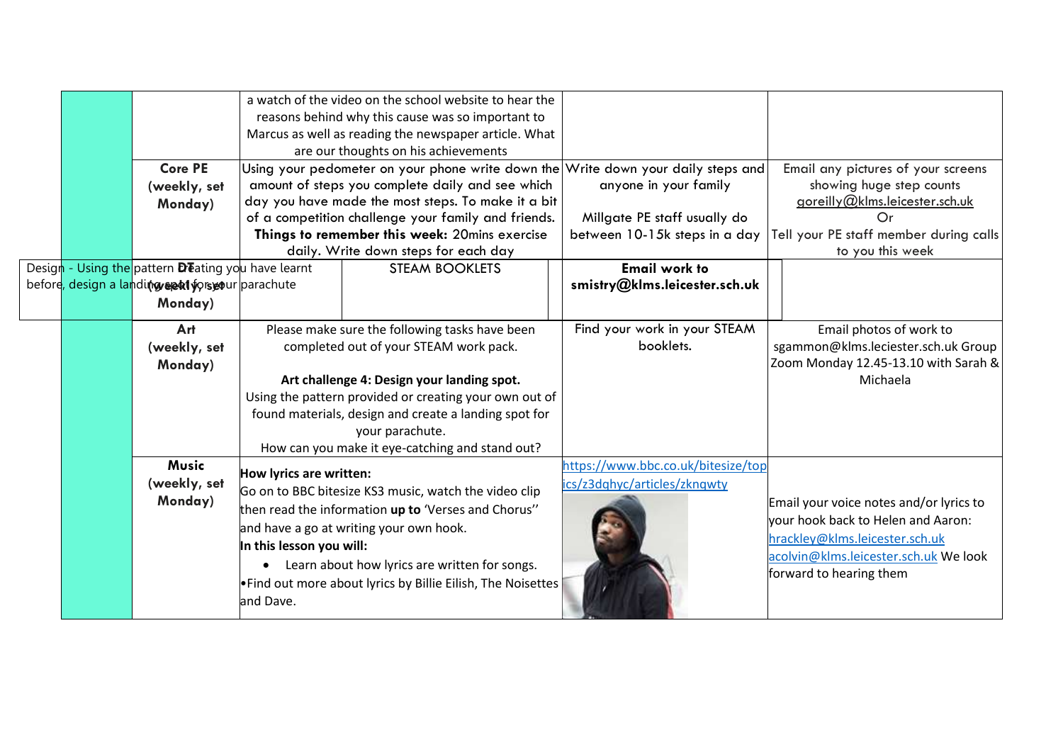| | | | | |
|---|---|---|---|---|
| | | a watch of the video on the school website to hear the reasons behind why this cause was so important to Marcus as well as reading the newspaper article. What are our thoughts on his achievements | | |
| | **Core PE (weekly, set Monday)** | Using your pedometer on your phone write down the amount of steps you complete daily and see which day you have made the most steps. To make it a bit of a competition challenge your family and friends. **Things to remember this week:** 20mins exercise daily. Write down steps for each day | Write down your daily steps and anyone in your family<br><br>Millgate PE staff usually do between 10-15k steps in a day | Email any pictures of your screens showing huge step counts goreilly@klms.leicester.sch.uk<br>Or<br>Tell your PE staff member during calls to you this week |
| | **DT (weekly, set Monday)** | Design - Using the pattern creating you have learnt before, design a landing spot for your parachute<br><br>STEAM BOOKLETS | **Email work to smistry@klms.leicester.sch.uk** | |
| | **Art (weekly, set Monday)** | Please make sure the following tasks have been completed out of your STEAM work pack.<br><br>**Art challenge 4: Design your landing spot.**<br>Using the pattern provided or creating your own out of found materials, design and create a landing spot for your parachute.<br>How can you make it eye-catching and stand out? | Find your work in your STEAM booklets. | Email photos of work to sgammon@klms.leciester.sch.uk Group Zoom Monday 12.45-13.10 with Sarah & Michaela |
| | **Music (weekly, set Monday)** | **How lyrics are written:**<br>Go on to BBC bitesize KS3 music, watch the video clip then read the information **up to** 'Verses and Chorus'' and have a go at writing your own hook.<br>**In this lesson you will:**<br>• Learn about how lyrics are written for songs.<br>• Find out more about lyrics by Billie Eilish, The Noisettes and Dave. | https://www.bbc.co.uk/bitesize/topics/z3dqhyc/articles/zknqwty | Email your voice notes and/or lyrics to your hook back to Helen and Aaron: hrackley@klms.leicester.sch.uk acolvin@klms.leicester.sch.uk We look forward to hearing them |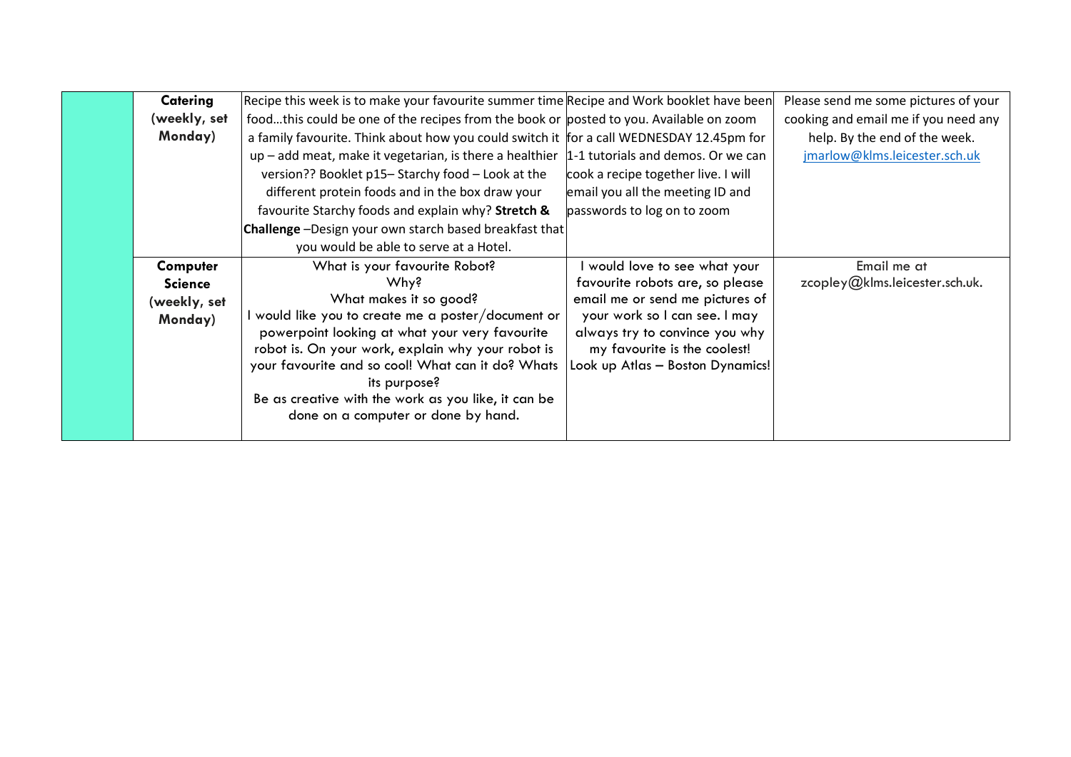| | | | | |
|---|---|---|---|---|
| | **Catering (weekly, set Monday)** | Recipe this week is to make your favourite summer time food…this could be one of the recipes from the book or a family favourite. Think about how you could switch it up – add meat, make it vegetarian, is there a healthier version?? Booklet p15– Starchy food – Look at the different protein foods and in the box draw your favourite Starchy foods and explain why? **Stretch & Challenge** –Design your own starch based breakfast that you would be able to serve at a Hotel. | Recipe and Work booklet have been posted to you. Available on zoom for a call WEDNESDAY 12.45pm for 1-1 tutorials and demos. Or we can cook a recipe together live. I will email you all the meeting ID and passwords to log on to zoom | Please send me some pictures of your cooking and email me if you need any help. By the end of the week. jmarlow@klms.leicester.sch.uk |
| | **Computer Science (weekly, set Monday)** | What is your favourite Robot? Why? What makes it so good? I would like you to create me a poster/document or powerpoint looking at what your very favourite robot is. On your work, explain why your robot is your favourite and so cool! What can it do? Whats its purpose? Be as creative with the work as you like, it can be done on a computer or done by hand. | I would love to see what your favourite robots are, so please email me or send me pictures of your work so I can see. I may always try to convince you why my favourite is the coolest! Look up Atlas – Boston Dynamics! | Email me at zcopley@klms.leicester.sch.uk. |